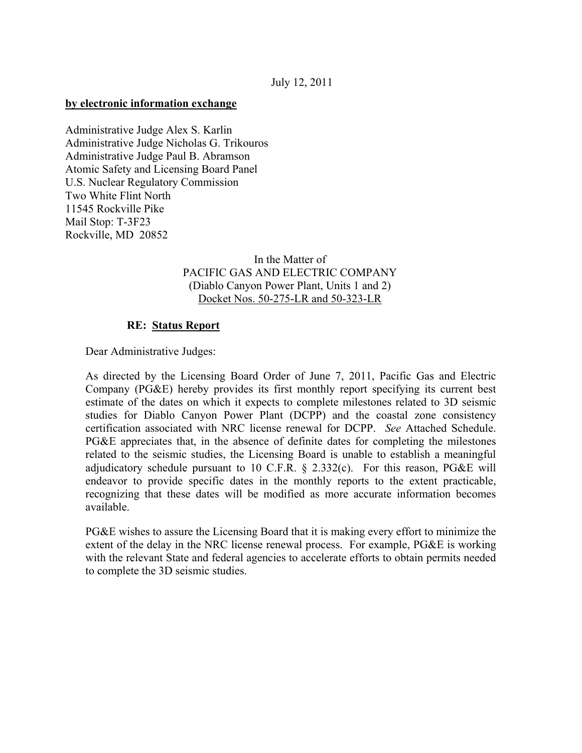July 12, 2011

**by electronic information exchange**

Administrative Judge Alex S. Karlin
Administrative Judge Nicholas G. Trikouros
Administrative Judge Paul B. Abramson
Atomic Safety and Licensing Board Panel
U.S. Nuclear Regulatory Commission
Two White Flint North
11545 Rockville Pike
Mail Stop: T-3F23
Rockville, MD 20852

In the Matter of
PACIFIC GAS AND ELECTRIC COMPANY
(Diablo Canyon Power Plant, Units 1 and 2)
Docket Nos. 50-275-LR and 50-323-LR

**RE: Status Report**

Dear Administrative Judges:

As directed by the Licensing Board Order of June 7, 2011, Pacific Gas and Electric Company (PG&E) hereby provides its first monthly report specifying its current best estimate of the dates on which it expects to complete milestones related to 3D seismic studies for Diablo Canyon Power Plant (DCPP) and the coastal zone consistency certification associated with NRC license renewal for DCPP. *See* Attached Schedule. PG&E appreciates that, in the absence of definite dates for completing the milestones related to the seismic studies, the Licensing Board is unable to establish a meaningful adjudicatory schedule pursuant to 10 C.F.R. § 2.332(c). For this reason, PG&E will endeavor to provide specific dates in the monthly reports to the extent practicable, recognizing that these dates will be modified as more accurate information becomes available.

PG&E wishes to assure the Licensing Board that it is making every effort to minimize the extent of the delay in the NRC license renewal process. For example, PG&E is working with the relevant State and federal agencies to accelerate efforts to obtain permits needed to complete the 3D seismic studies.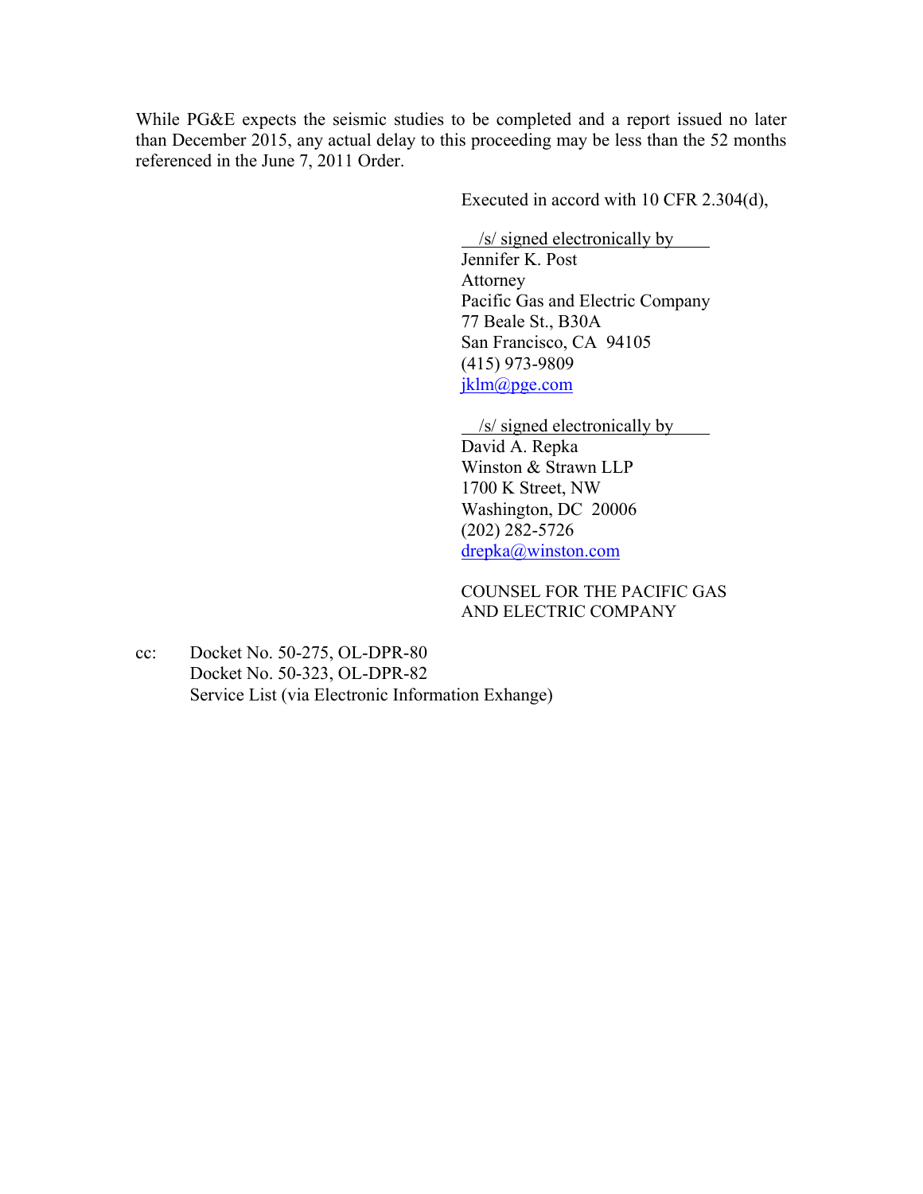While PG&E expects the seismic studies to be completed and a report issued no later than December 2015, any actual delay to this proceeding may be less than the 52 months referenced in the June 7, 2011 Order.

Executed in accord with 10 CFR 2.304(d),

/s/ signed electronically by
Jennifer K. Post
Attorney
Pacific Gas and Electric Company
77 Beale St., B30A
San Francisco, CA 94105
(415) 973-9809
jklm@pge.com

/s/ signed electronically by
David A. Repka
Winston & Strawn LLP
1700 K Street, NW
Washington, DC 20006
(202) 282-5726
drepka@winston.com

COUNSEL FOR THE PACIFIC GAS AND ELECTRIC COMPANY

cc: Docket No. 50-275, OL-DPR-80
Docket No. 50-323, OL-DPR-82
Service List (via Electronic Information Exhange)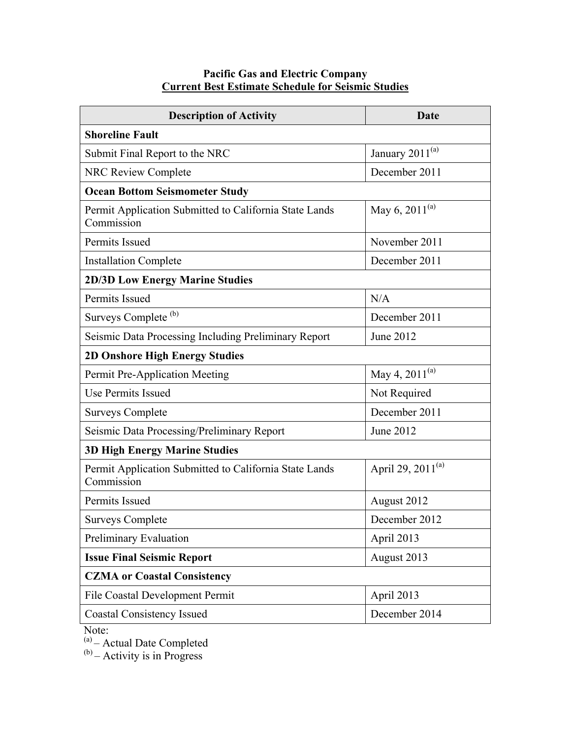**Pacific Gas and Electric Company**
**Current Best Estimate Schedule for Seismic Studies**

| Description of Activity | Date |
|---|---|
| **Shoreline Fault** | |
| Submit Final Report to the NRC | January 2011[(a)] |
| NRC Review Complete | December 2011 |
| **Ocean Bottom Seismometer Study** | |
| Permit Application Submitted to California State Lands Commission | May 6, 2011[(a)] |
| Permits Issued | November 2011 |
| Installation Complete | December 2011 |
| **2D/3D Low Energy Marine Studies** | |
| Permits Issued | N/A |
| Surveys Complete [(b)] | December 2011 |
| Seismic Data Processing Including Preliminary Report | June 2012 |
| **2D Onshore High Energy Studies** | |
| Permit Pre-Application Meeting | May 4, 2011[(a)] |
| Use Permits Issued | Not Required |
| Surveys Complete | December 2011 |
| Seismic Data Processing/Preliminary Report | June 2012 |
| **3D High Energy Marine Studies** | |
| Permit Application Submitted to California State Lands Commission | April 29, 2011[(a)] |
| Permits Issued | August 2012 |
| Surveys Complete | December 2012 |
| Preliminary Evaluation | April 2013 |
| **Issue Final Seismic Report** | August 2013 |
| **CZMA or Coastal Consistency** | |
| File Coastal Development Permit | April 2013 |
| Coastal Consistency Issued | December 2014 |

Note:
[(a)] – Actual Date Completed
[(b)] – Activity is in Progress